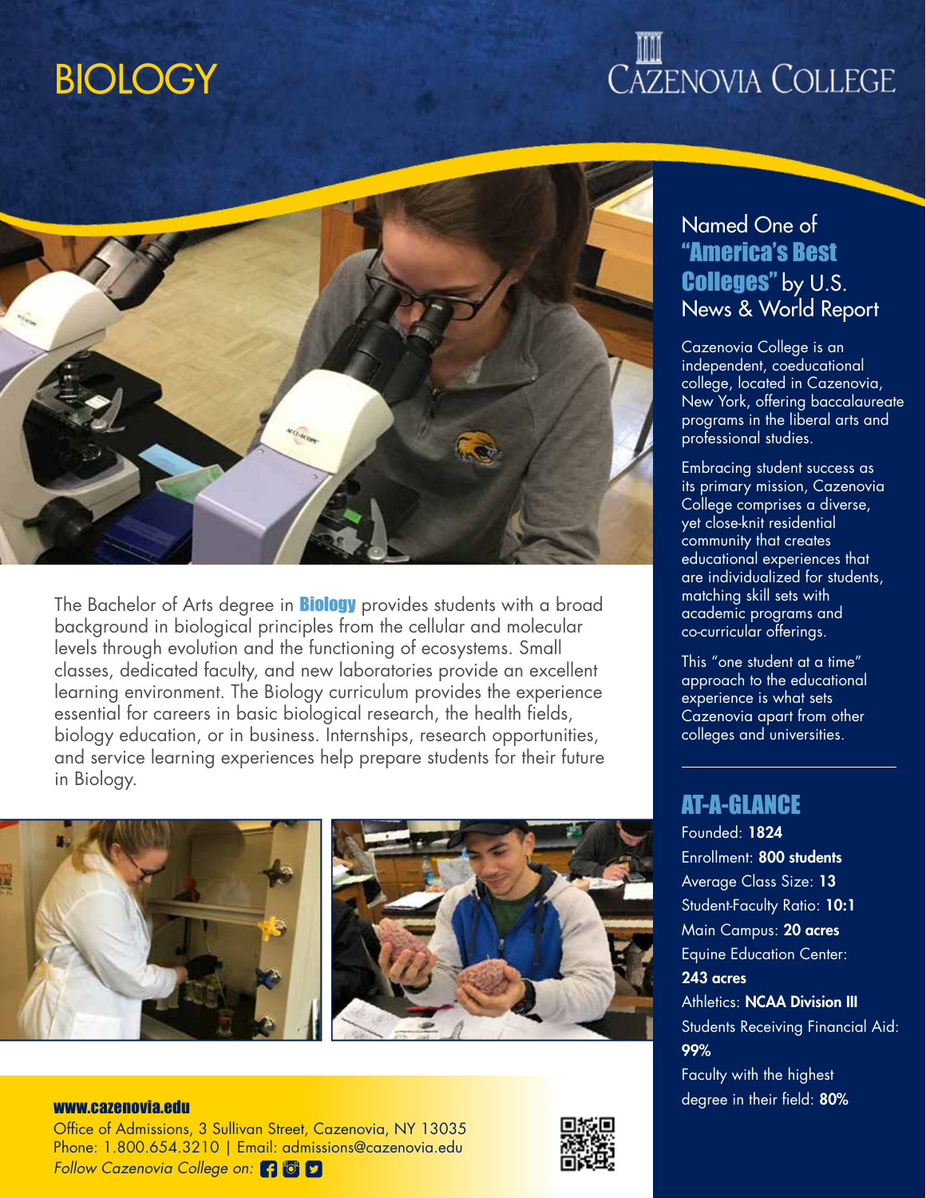# BIOLOGY

CAZENOVIA COLLEGE

The Bachelor of Arts degree in **Biology** provides students with a broad background in biological principles from the cellular and molecular levels through evolution and the functioning of ecosystems. Small classes, dedicated faculty, and new laboratories provide an excellent learning environment. The Biology curriculum provides the experience essential for careers in basic biological research, the health fields, biology education, or in business. Internships, research opportunities, and service learning experiences help prepare students for their future in Biology.

## Named One of **"America's Best Colleges"** by U.S. News & World Report

Cazenovia College is an independent, coeducational college, located in Cazenovia, New York, offering baccalaureate programs in the liberal arts and professional studies.

Embracing student success as its primary mission, Cazenovia College comprises a diverse, yet close-knit residential community that creates educational experiences that are individualized for students, matching skill sets with academic programs and co-curricular offerings.

This "one student at a time" approach to the educational experience is what sets Cazenovia apart from other colleges and universities.

## AT-A-GLANCE

Founded: **1824**
Enrollment: **800 students**
Average Class Size: **13**
Student-Faculty Ratio: **10:1**
Main Campus: **20 acres**
Equine Education Center: **243 acres**
Athletics: **NCAA Division III**
Students Receiving Financial Aid: **99%**
Faculty with the highest degree in their field: **80%**

**www.cazenovia.edu**
Office of Admissions, 3 Sullivan Street, Cazenovia, NY 13035
Phone: 1.800.654.3210 | Email: admissions@cazenovia.edu
*Follow Cazenovia College on:*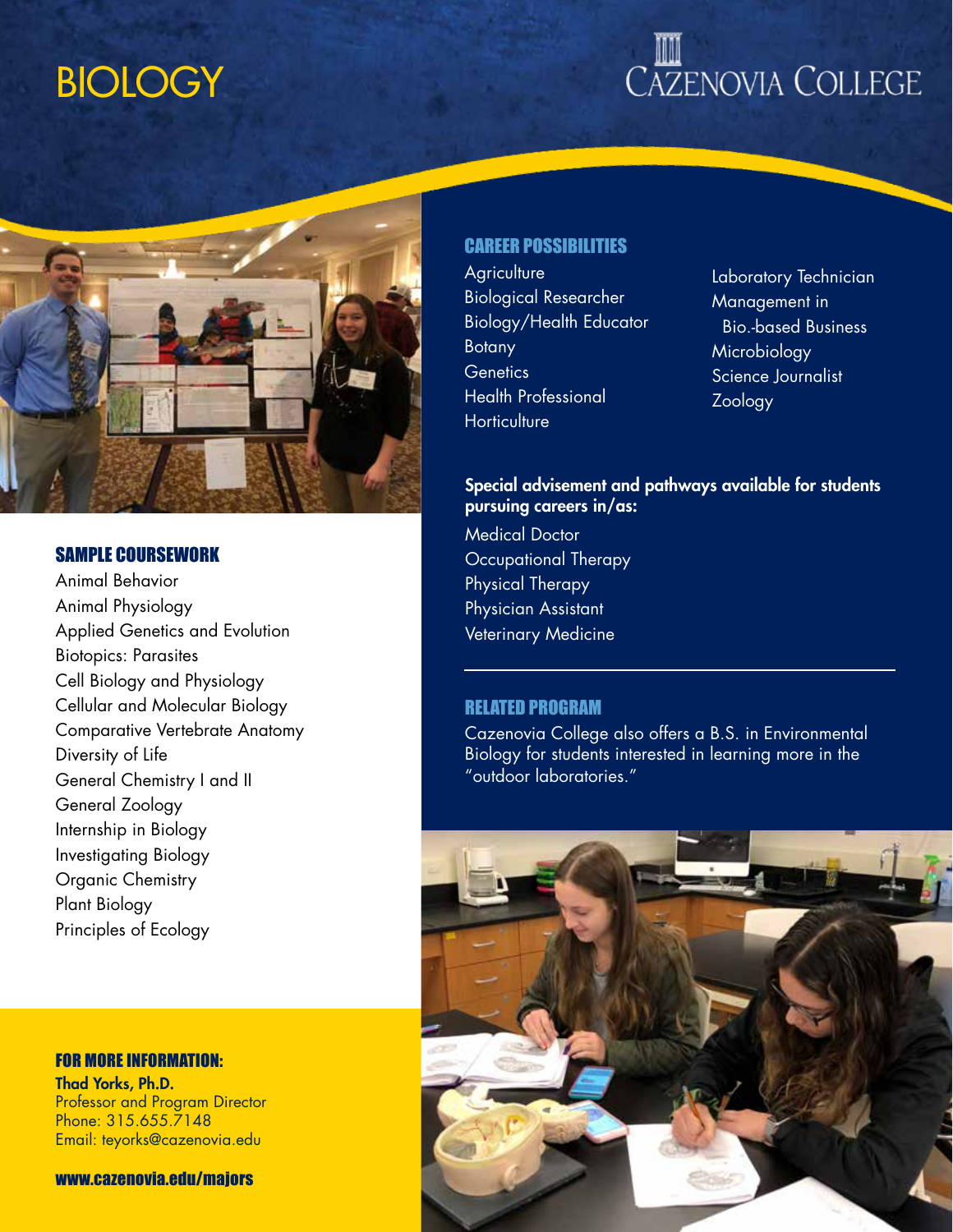# BIOLOGY

CAZENOVIA COLLEGE

## CAREER POSSIBILITIES

- Agriculture
- Biological Researcher
- Biology/Health Educator
- Botany
- Genetics
- Health Professional
- Horticulture
- Laboratory Technician
- Management in Bio.-based Business
- Microbiology
- Science Journalist
- Zoology

**Special advisement and pathways available for students pursuing careers in/as:**

- Medical Doctor
- Occupational Therapy
- Physical Therapy
- Physician Assistant
- Veterinary Medicine

## RELATED PROGRAM

Cazenovia College also offers a B.S. in Environmental Biology for students interested in learning more in the "outdoor laboratories."

## SAMPLE COURSEWORK

- Animal Behavior
- Animal Physiology
- Applied Genetics and Evolution
- Biotopics: Parasites
- Cell Biology and Physiology
- Cellular and Molecular Biology
- Comparative Vertebrate Anatomy
- Diversity of Life
- General Chemistry I and II
- General Zoology
- Internship in Biology
- Investigating Biology
- Organic Chemistry
- Plant Biology
- Principles of Ecology

## FOR MORE INFORMATION:

**Thad Yorks, Ph.D.**
Professor and Program Director
Phone: 315.655.7148
Email: teyorks@cazenovia.edu

**www.cazenovia.edu/majors**